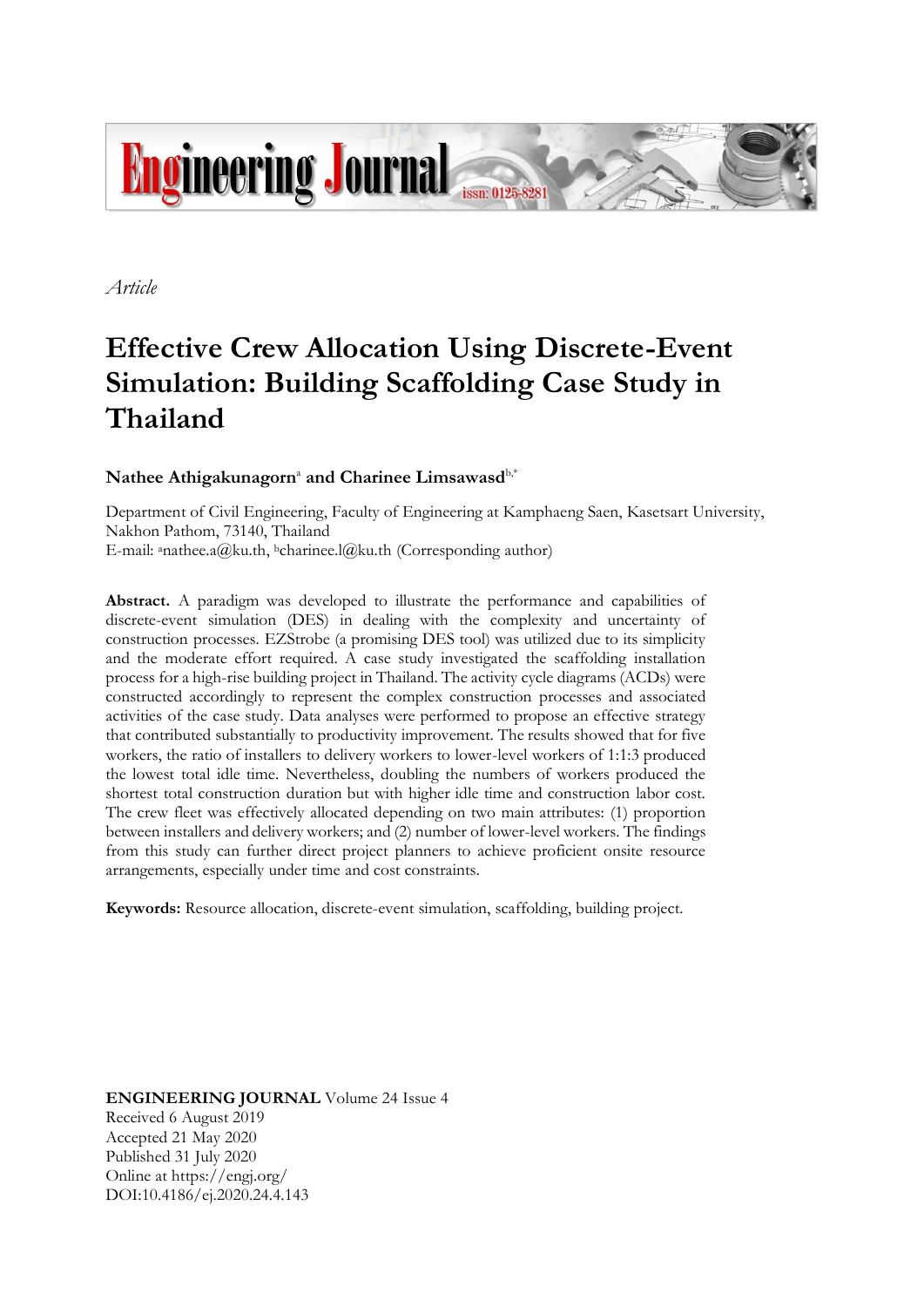*Article*

# Effective Crew Allocation Using Discrete-Event Simulation: Building Scaffolding Case Study in Thailand

**Nathee Athigakunagorn**[a] **and Charinee Limsawasd**[b,*]

Department of Civil Engineering, Faculty of Engineering at Kamphaeng Saen, Kasetsart University, Nakhon Pathom, 73140, Thailand
E-mail: [a]nathee.a@ku.th, [b]charinee.l@ku.th (Corresponding author)

**Abstract.** A paradigm was developed to illustrate the performance and capabilities of discrete-event simulation (DES) in dealing with the complexity and uncertainty of construction processes. EZStrobe (a promising DES tool) was utilized due to its simplicity and the moderate effort required. A case study investigated the scaffolding installation process for a high-rise building project in Thailand. The activity cycle diagrams (ACDs) were constructed accordingly to represent the complex construction processes and associated activities of the case study. Data analyses were performed to propose an effective strategy that contributed substantially to productivity improvement. The results showed that for five workers, the ratio of installers to delivery workers to lower-level workers of 1:1:3 produced the lowest total idle time. Nevertheless, doubling the numbers of workers produced the shortest total construction duration but with higher idle time and construction labor cost. The crew fleet was effectively allocated depending on two main attributes: (1) proportion between installers and delivery workers; and (2) number of lower-level workers. The findings from this study can further direct project planners to achieve proficient onsite resource arrangements, especially under time and cost constraints.

**Keywords:** Resource allocation, discrete-event simulation, scaffolding, building project.

**ENGINEERING JOURNAL** Volume 24 Issue 4
Received 6 August 2019
Accepted 21 May 2020
Published 31 July 2020
Online at https://engj.org/
DOI:10.4186/ej.2020.24.4.143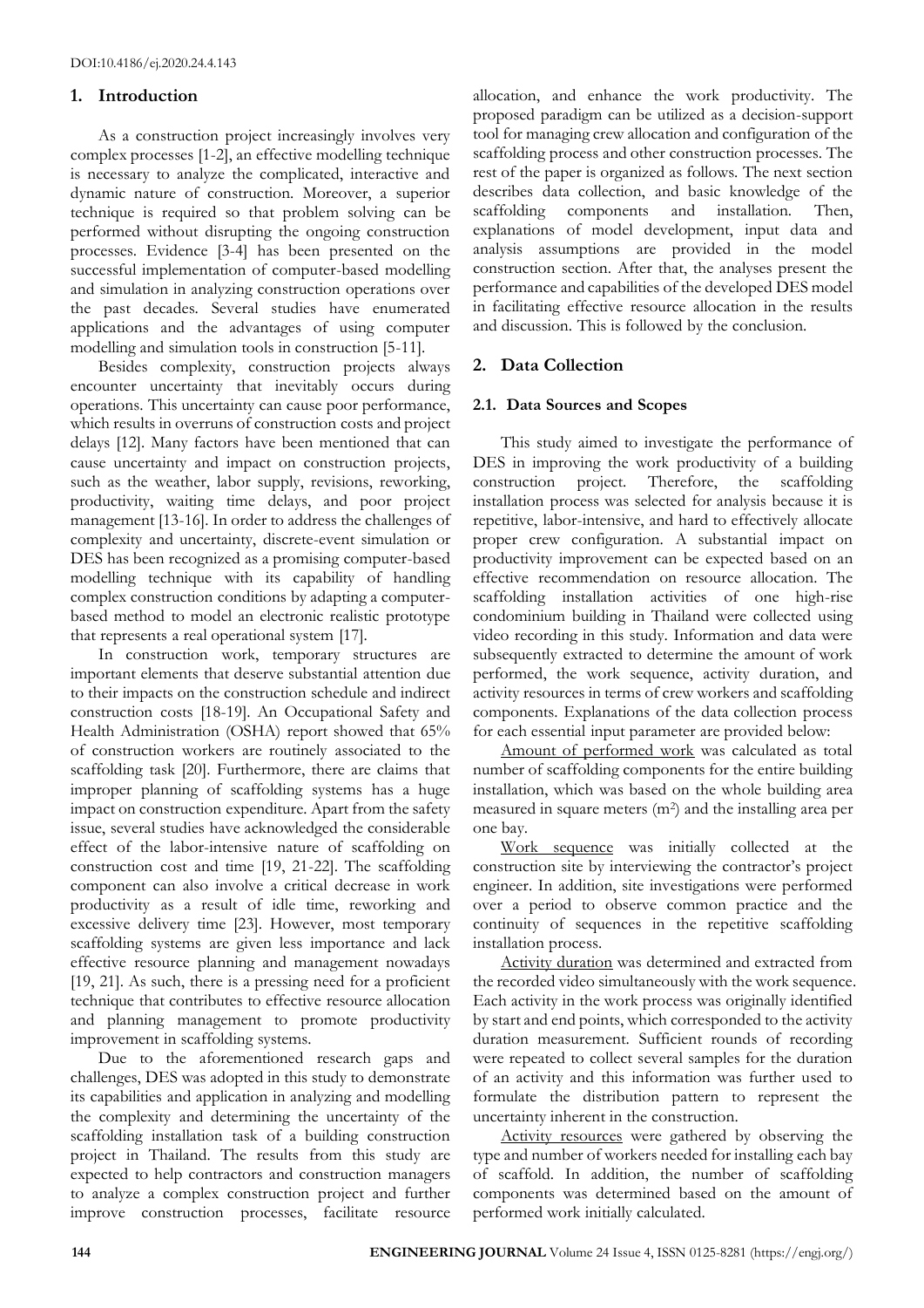## 1. Introduction

As a construction project increasingly involves very complex processes [1-2], an effective modelling technique is necessary to analyze the complicated, interactive and dynamic nature of construction. Moreover, a superior technique is required so that problem solving can be performed without disrupting the ongoing construction processes. Evidence [3-4] has been presented on the successful implementation of computer-based modelling and simulation in analyzing construction operations over the past decades. Several studies have enumerated applications and the advantages of using computer modelling and simulation tools in construction [5-11].

Besides complexity, construction projects always encounter uncertainty that inevitably occurs during operations. This uncertainty can cause poor performance, which results in overruns of construction costs and project delays [12]. Many factors have been mentioned that can cause uncertainty and impact on construction projects, such as the weather, labor supply, revisions, reworking, productivity, waiting time delays, and poor project management [13-16]. In order to address the challenges of complexity and uncertainty, discrete-event simulation or DES has been recognized as a promising computer-based modelling technique with its capability of handling complex construction conditions by adapting a computer-based method to model an electronic realistic prototype that represents a real operational system [17].

In construction work, temporary structures are important elements that deserve substantial attention due to their impacts on the construction schedule and indirect construction costs [18-19]. An Occupational Safety and Health Administration (OSHA) report showed that 65% of construction workers are routinely associated to the scaffolding task [20]. Furthermore, there are claims that improper planning of scaffolding systems has a huge impact on construction expenditure. Apart from the safety issue, several studies have acknowledged the considerable effect of the labor-intensive nature of scaffolding on construction cost and time [19, 21-22]. The scaffolding component can also involve a critical decrease in work productivity as a result of idle time, reworking and excessive delivery time [23]. However, most temporary scaffolding systems are given less importance and lack effective resource planning and management nowadays [19, 21]. As such, there is a pressing need for a proficient technique that contributes to effective resource allocation and planning management to promote productivity improvement in scaffolding systems.

Due to the aforementioned research gaps and challenges, DES was adopted in this study to demonstrate its capabilities and application in analyzing and modelling the complexity and determining the uncertainty of the scaffolding installation task of a building construction project in Thailand. The results from this study are expected to help contractors and construction managers to analyze a complex construction project and further improve construction processes, facilitate resource allocation, and enhance the work productivity. The proposed paradigm can be utilized as a decision-support tool for managing crew allocation and configuration of the scaffolding process and other construction processes. The rest of the paper is organized as follows. The next section describes data collection, and basic knowledge of the scaffolding components and installation. Then, explanations of model development, input data and analysis assumptions are provided in the model construction section. After that, the analyses present the performance and capabilities of the developed DES model in facilitating effective resource allocation in the results and discussion. This is followed by the conclusion.

## 2. Data Collection

### 2.1. Data Sources and Scopes

This study aimed to investigate the performance of DES in improving the work productivity of a building construction project. Therefore, the scaffolding installation process was selected for analysis because it is repetitive, labor-intensive, and hard to effectively allocate proper crew configuration. A substantial impact on productivity improvement can be expected based on an effective recommendation on resource allocation. The scaffolding installation activities of one high-rise condominium building in Thailand were collected using video recording in this study. Information and data were subsequently extracted to determine the amount of work performed, the work sequence, activity duration, and activity resources in terms of crew workers and scaffolding components. Explanations of the data collection process for each essential input parameter are provided below:

Amount of performed work was calculated as total number of scaffolding components for the entire building installation, which was based on the whole building area measured in square meters (m$^2$) and the installing area per one bay.

Work sequence was initially collected at the construction site by interviewing the contractor's project engineer. In addition, site investigations were performed over a period to observe common practice and the continuity of sequences in the repetitive scaffolding installation process.

Activity duration was determined and extracted from the recorded video simultaneously with the work sequence. Each activity in the work process was originally identified by start and end points, which corresponded to the activity duration measurement. Sufficient rounds of recording were repeated to collect several samples for the duration of an activity and this information was further used to formulate the distribution pattern to represent the uncertainty inherent in the construction.

Activity resources were gathered by observing the type and number of workers needed for installing each bay of scaffold. In addition, the number of scaffolding components was determined based on the amount of performed work initially calculated.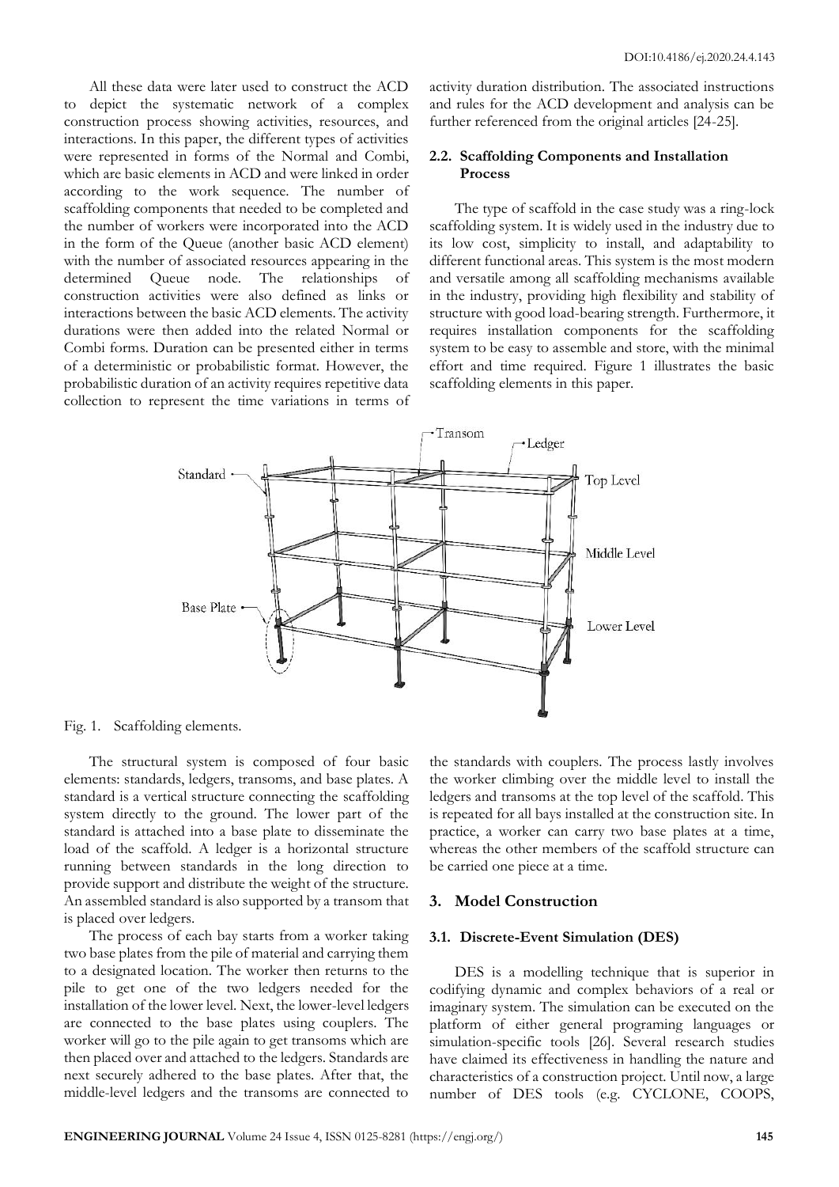All these data were later used to construct the ACD to depict the systematic network of a complex construction process showing activities, resources, and interactions. In this paper, the different types of activities were represented in forms of the Normal and Combi, which are basic elements in ACD and were linked in order according to the work sequence. The number of scaffolding components that needed to be completed and the number of workers were incorporated into the ACD in the form of the Queue (another basic ACD element) with the number of associated resources appearing in the determined Queue node. The relationships of construction activities were also defined as links or interactions between the basic ACD elements. The activity durations were then added into the related Normal or Combi forms. Duration can be presented either in terms of a deterministic or probabilistic format. However, the probabilistic duration of an activity requires repetitive data collection to represent the time variations in terms of activity duration distribution. The associated instructions and rules for the ACD development and analysis can be further referenced from the original articles [24-25].

### 2.2. Scaffolding Components and Installation Process

The type of scaffold in the case study was a ring-lock scaffolding system. It is widely used in the industry due to its low cost, simplicity to install, and adaptability to different functional areas. This system is the most modern and versatile among all scaffolding mechanisms available in the industry, providing high flexibility and stability of structure with good load-bearing strength. Furthermore, it requires installation components for the scaffolding system to be easy to assemble and store, with the minimal effort and time required. Figure 1 illustrates the basic scaffolding elements in this paper.

Fig. 1. Scaffolding elements.

The structural system is composed of four basic elements: standards, ledgers, transoms, and base plates. A standard is a vertical structure connecting the scaffolding system directly to the ground. The lower part of the standard is attached into a base plate to disseminate the load of the scaffold. A ledger is a horizontal structure running between standards in the long direction to provide support and distribute the weight of the structure. An assembled standard is also supported by a transom that is placed over ledgers.

The process of each bay starts from a worker taking two base plates from the pile of material and carrying them to a designated location. The worker then returns to the pile to get one of the two ledgers needed for the installation of the lower level. Next, the lower-level ledgers are connected to the base plates using couplers. The worker will go to the pile again to get transoms which are then placed over and attached to the ledgers. Standards are next securely adhered to the base plates. After that, the middle-level ledgers and the transoms are connected to the standards with couplers. The process lastly involves the worker climbing over the middle level to install the ledgers and transoms at the top level of the scaffold. This is repeated for all bays installed at the construction site. In practice, a worker can carry two base plates at a time, whereas the other members of the scaffold structure can be carried one piece at a time.

## 3. Model Construction

### 3.1. Discrete-Event Simulation (DES)

DES is a modelling technique that is superior in codifying dynamic and complex behaviors of a real or imaginary system. The simulation can be executed on the platform of either general programing languages or simulation-specific tools [26]. Several research studies have claimed its effectiveness in handling the nature and characteristics of a construction project. Until now, a large number of DES tools (e.g. CYCLONE, COOPS,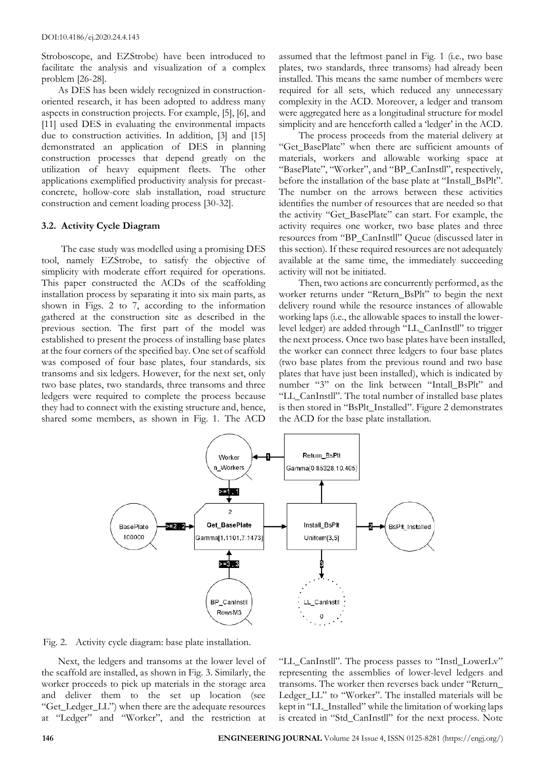Stroboscope, and EZStrobe) have been introduced to facilitate the analysis and visualization of a complex problem [26-28].

As DES has been widely recognized in construction-oriented research, it has been adopted to address many aspects in construction projects. For example, [5], [6], and [11] used DES in evaluating the environmental impacts due to construction activities. In addition, [3] and [15] demonstrated an application of DES in planning construction processes that depend greatly on the utilization of heavy equipment fleets. The other applications exemplified productivity analysis for precast-concrete, hollow-core slab installation, road structure construction and cement loading process [30-32].

### 3.2. Activity Cycle Diagram

The case study was modelled using a promising DES tool, namely EZStrobe, to satisfy the objective of simplicity with moderate effort required for operations. This paper constructed the ACDs of the scaffolding installation process by separating it into six main parts, as shown in Figs. 2 to 7, according to the information gathered at the construction site as described in the previous section. The first part of the model was established to present the process of installing base plates at the four corners of the specified bay. One set of scaffold was composed of four base plates, four standards, six transoms and six ledgers. However, for the next set, only two base plates, two standards, three transoms and three ledgers were required to complete the process because they had to connect with the existing structure and, hence, shared some members, as shown in Fig. 1. The ACD assumed that the leftmost panel in Fig. 1 (i.e., two base plates, two standards, three transoms) had already been installed. This means the same number of members were required for all sets, which reduced any unnecessary complexity in the ACD. Moreover, a ledger and transom were aggregated here as a longitudinal structure for model simplicity and are henceforth called a 'ledger' in the ACD.

The process proceeds from the material delivery at "Get_BasePlate" when there are sufficient amounts of materials, workers and allowable working space at "BasePlate", "Worker", and "BP_CanInstll", respectively, before the installation of the base plate at "Install_BsPlt". The number on the arrows between these activities identifies the number of resources that are needed so that the activity "Get_BasePlate" can start. For example, the activity requires one worker, two base plates and three resources from "BP_CanInstll" Queue (discussed later in this section). If these required resources are not adequately available at the same time, the immediately succeeding activity will not be initiated.

Then, two actions are concurrently performed, as the worker returns under "Return_BsPlt" to begin the next delivery round while the resource instances of allowable working laps (i.e., the allowable spaces to install the lower-level ledger) are added through "LL_CanInstll" to trigger the next process. Once two base plates have been installed, the worker can connect three ledgers to four base plates (two base plates from the previous round and two base plates that have just been installed), which is indicated by number "3" on the link between "Intall_BsPlt" and "LL_CanInstll". The total number of installed base plates is then stored in "BsPlt_Installed". Figure 2 demonstrates the ACD for the base plate installation.

Fig. 2. Activity cycle diagram: base plate installation.

Next, the ledgers and transoms at the lower level of the scaffold are installed, as shown in Fig. 3. Similarly, the worker proceeds to pick up materials in the storage area and deliver them to the set up location (see "Get_Ledger_LL") when there are the adequate resources at "Ledger" and "Worker", and the restriction at "LL_CanInstll". The process passes to "Instl_LowerLv" representing the assemblies of lower-level ledgers and transoms. The worker then reverses back under "Return_Ledger_LL" to "Worker". The installed materials will be kept in "LL_Installed" while the limitation of working laps is created in "Std_CanInstll" for the next process. Note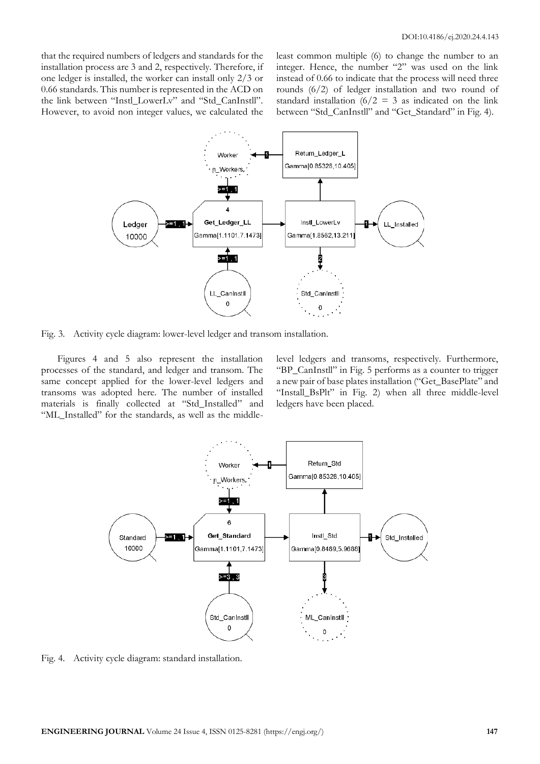that the required numbers of ledgers and standards for the installation process are 3 and 2, respectively. Therefore, if one ledger is installed, the worker can install only 2/3 or 0.66 standards. This number is represented in the ACD on the link between "Instl_LowerLv" and "Std_CanInstll". However, to avoid non integer values, we calculated the least common multiple (6) to change the number to an integer. Hence, the number "2" was used on the link instead of 0.66 to indicate that the process will need three rounds (6/2) of ledger installation and two round of standard installation (6/2 = 3 as indicated on the link between "Std_CanInstll" and "Get_Standard" in Fig. 4).

Fig. 3. Activity cycle diagram: lower-level ledger and transom installation.

Figures 4 and 5 also represent the installation processes of the standard, and ledger and transom. The same concept applied for the lower-level ledgers and transoms was adopted here. The number of installed materials is finally collected at "Std_Installed" and "ML_Installed" for the standards, as well as the middle-level ledgers and transoms, respectively. Furthermore, "BP_CanInstll" in Fig. 5 performs as a counter to trigger a new pair of base plates installation ("Get_BasePlate" and "Install_BsPlt" in Fig. 2) when all three middle-level ledgers have been placed.

Fig. 4. Activity cycle diagram: standard installation.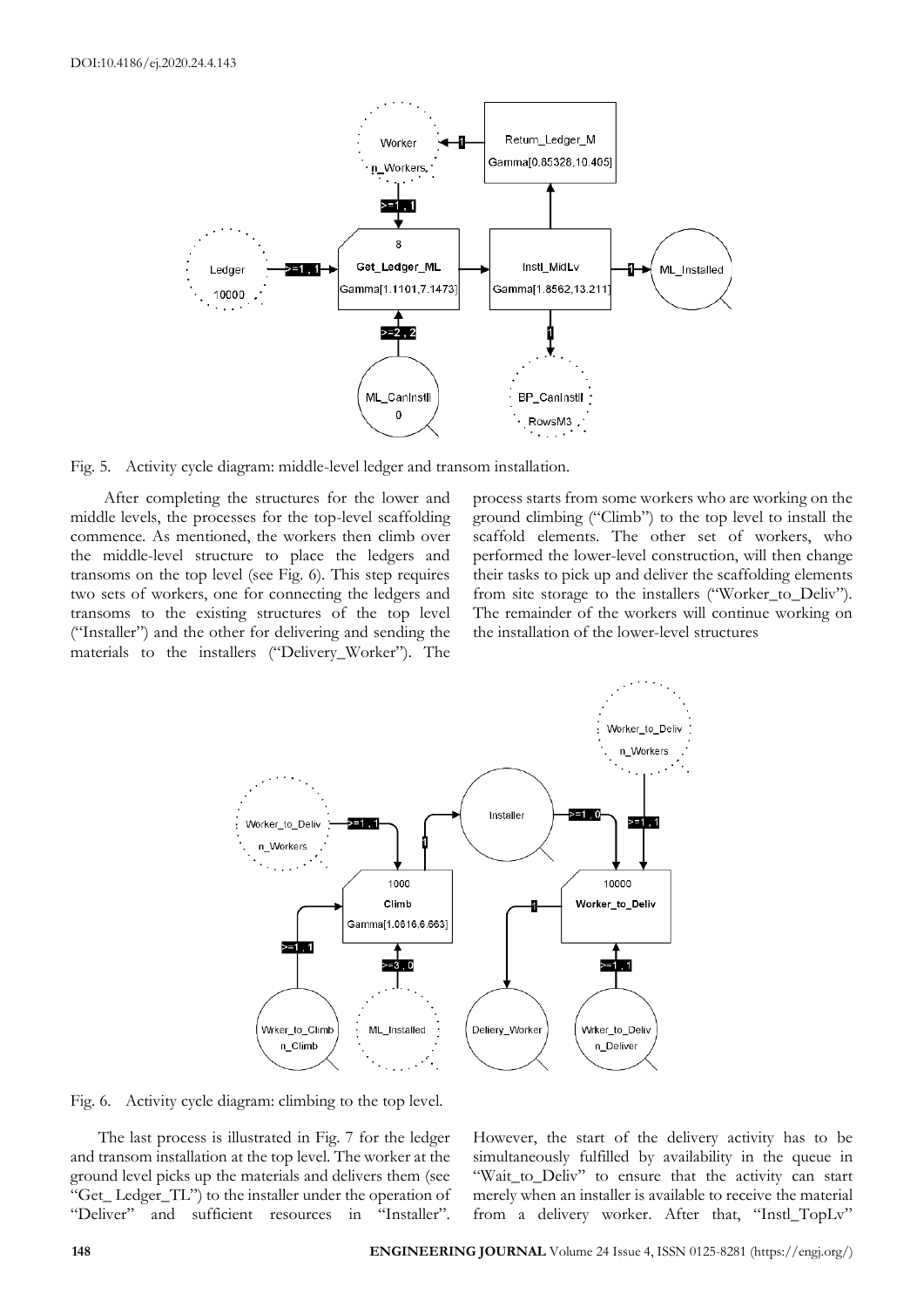Fig. 5. Activity cycle diagram: middle-level ledger and transom installation.

After completing the structures for the lower and middle levels, the processes for the top-level scaffolding commence. As mentioned, the workers then climb over the middle-level structure to place the ledgers and transoms on the top level (see Fig. 6). This step requires two sets of workers, one for connecting the ledgers and transoms to the existing structures of the top level ("Installer") and the other for delivering and sending the materials to the installers ("Delivery_Worker"). The process starts from some workers who are working on the ground climbing ("Climb") to the top level to install the scaffold elements. The other set of workers, who performed the lower-level construction, will then change their tasks to pick up and deliver the scaffolding elements from site storage to the installers ("Worker_to_Deliv"). The remainder of the workers will continue working on the installation of the lower-level structures

Fig. 6. Activity cycle diagram: climbing to the top level.

The last process is illustrated in Fig. 7 for the ledger and transom installation at the top level. The worker at the ground level picks up the materials and delivers them (see "Get_ Ledger_TL") to the installer under the operation of "Deliver" and sufficient resources in "Installer". However, the start of the delivery activity has to be simultaneously fulfilled by availability in the queue in "Wait_to_Deliv" to ensure that the activity can start merely when an installer is available to receive the material from a delivery worker. After that, "Instl_TopLv"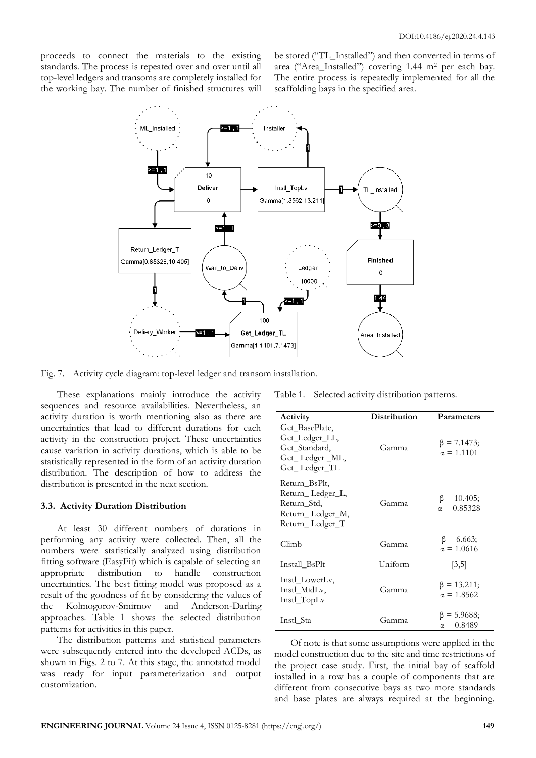proceeds to connect the materials to the existing standards. The process is repeated over and over until all top-level ledgers and transoms are completely installed for the working bay. The number of finished structures will be stored ("TL_Installed") and then converted in terms of area ("Area_Installed") covering 1.44 m$^2$ per each bay. The entire process is repeatedly implemented for all the scaffolding bays in the specified area.

Fig. 7. Activity cycle diagram: top-level ledger and transom installation.

These explanations mainly introduce the activity sequences and resource availabilities. Nevertheless, an activity duration is worth mentioning also as there are uncertainties that lead to different durations for each activity in the construction project. These uncertainties cause variation in activity durations, which is able to be statistically represented in the form of an activity duration distribution. The description of how to address the distribution is presented in the next section.

### 3.3. Activity Duration Distribution

At least 30 different numbers of durations in performing any activity were collected. Then, all the numbers were statistically analyzed using distribution fitting software (EasyFit) which is capable of selecting an appropriate distribution to handle construction uncertainties. The best fitting model was proposed as a result of the goodness of fit by considering the values of the Kolmogorov-Smirnov and Anderson-Darling approaches. Table 1 shows the selected distribution patterns for activities in this paper.

The distribution patterns and statistical parameters were subsequently entered into the developed ACDs, as shown in Figs. 2 to 7. At this stage, the annotated model was ready for input parameterization and output customization.

Table 1. Selected activity distribution patterns.

| Activity | Distribution | Parameters |
|---|---|---|
| Get_BasePlate, Get_Ledger_LL, Get_Standard, Get_ Ledger _ML, Get_ Ledger_TL | Gamma | $\beta = 7.1473$; $\alpha = 1.1101$ |
| Return_BsPlt, Return_ Ledger_L, Return_Std, Return_ Ledger_M, Return_ Ledger_T | Gamma | $\beta = 10.405$; $\alpha = 0.85328$ |
| Climb | Gamma | $\beta = 6.663$; $\alpha = 1.0616$ |
| Install_BsPlt | Uniform | [3,5] |
| Instl_LowerLv, Instl_MidLv, Instl_TopLv | Gamma | $\beta = 13.211$; $\alpha = 1.8562$ |
| Instl_Sta | Gamma | $\beta = 5.9688$; $\alpha = 0.8489$ |

Of note is that some assumptions were applied in the model construction due to the site and time restrictions of the project case study. First, the initial bay of scaffold installed in a row has a couple of components that are different from consecutive bays as two more standards and base plates are always required at the beginning.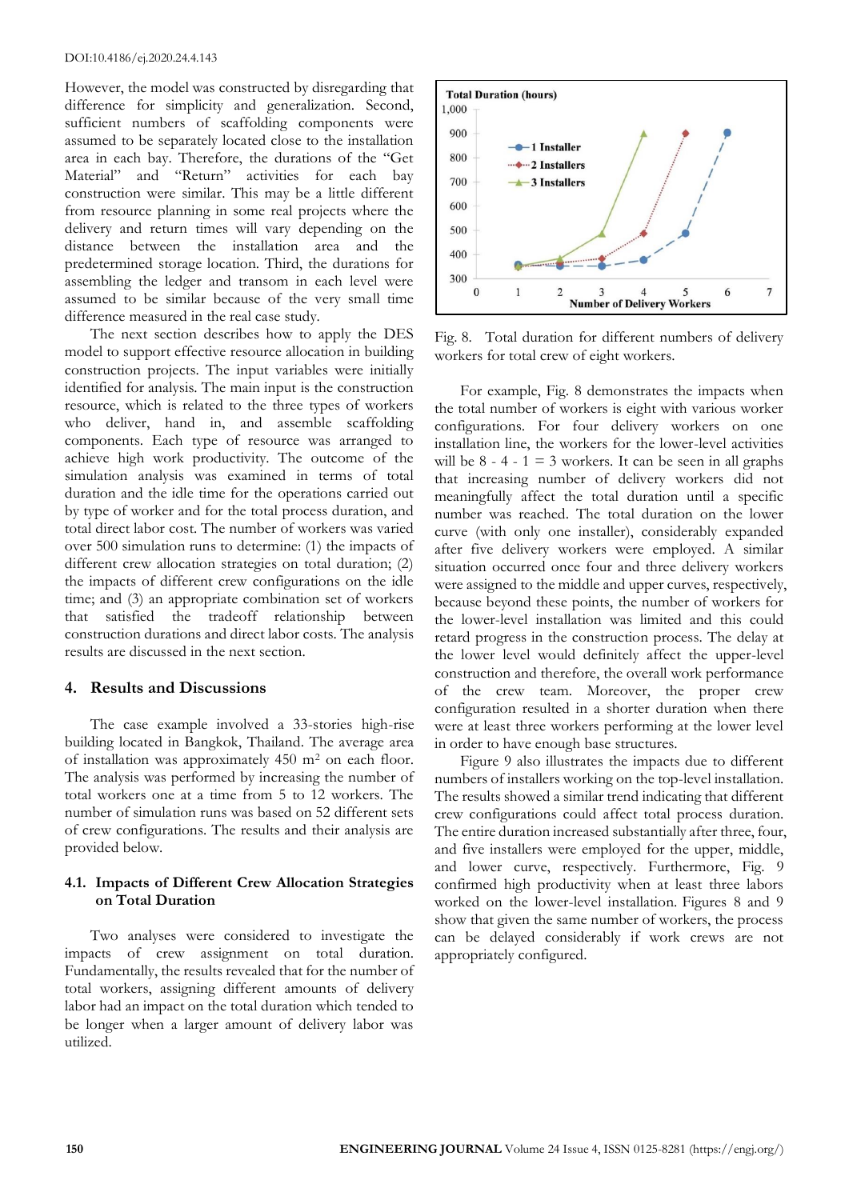However, the model was constructed by disregarding that difference for simplicity and generalization. Second, sufficient numbers of scaffolding components were assumed to be separately located close to the installation area in each bay. Therefore, the durations of the "Get Material" and "Return" activities for each bay construction were similar. This may be a little different from resource planning in some real projects where the delivery and return times will vary depending on the distance between the installation area and the predetermined storage location. Third, the durations for assembling the ledger and transom in each level were assumed to be similar because of the very small time difference measured in the real case study.

The next section describes how to apply the DES model to support effective resource allocation in building construction projects. The input variables were initially identified for analysis. The main input is the construction resource, which is related to the three types of workers who deliver, hand in, and assemble scaffolding components. Each type of resource was arranged to achieve high work productivity. The outcome of the simulation analysis was examined in terms of total duration and the idle time for the operations carried out by type of worker and for the total process duration, and total direct labor cost. The number of workers was varied over 500 simulation runs to determine: (1) the impacts of different crew allocation strategies on total duration; (2) the impacts of different crew configurations on the idle time; and (3) an appropriate combination set of workers that satisfied the tradeoff relationship between construction durations and direct labor costs. The analysis results are discussed in the next section.

## 4. Results and Discussions

The case example involved a 33-stories high-rise building located in Bangkok, Thailand. The average area of installation was approximately 450 m$^2$ on each floor. The analysis was performed by increasing the number of total workers one at a time from 5 to 12 workers. The number of simulation runs was based on 52 different sets of crew configurations. The results and their analysis are provided below.

### 4.1. Impacts of Different Crew Allocation Strategies on Total Duration

Two analyses were considered to investigate the impacts of crew assignment on total duration. Fundamentally, the results revealed that for the number of total workers, assigning different amounts of delivery labor had an impact on the total duration which tended to be longer when a larger amount of delivery labor was utilized.

Fig. 8. Total duration for different numbers of delivery workers for total crew of eight workers.

For example, Fig. 8 demonstrates the impacts when the total number of workers is eight with various worker configurations. For four delivery workers on one installation line, the workers for the lower-level activities will be 8 - 4 - 1 = 3 workers. It can be seen in all graphs that increasing number of delivery workers did not meaningfully affect the total duration until a specific number was reached. The total duration on the lower curve (with only one installer), considerably expanded after five delivery workers were employed. A similar situation occurred once four and three delivery workers were assigned to the middle and upper curves, respectively, because beyond these points, the number of workers for the lower-level installation was limited and this could retard progress in the construction process. The delay at the lower level would definitely affect the upper-level construction and therefore, the overall work performance of the crew team. Moreover, the proper crew configuration resulted in a shorter duration when there were at least three workers performing at the lower level in order to have enough base structures.

Figure 9 also illustrates the impacts due to different numbers of installers working on the top-level installation. The results showed a similar trend indicating that different crew configurations could affect total process duration. The entire duration increased substantially after three, four, and five installers were employed for the upper, middle, and lower curve, respectively. Furthermore, Fig. 9 confirmed high productivity when at least three labors worked on the lower-level installation. Figures 8 and 9 show that given the same number of workers, the process can be delayed considerably if work crews are not appropriately configured.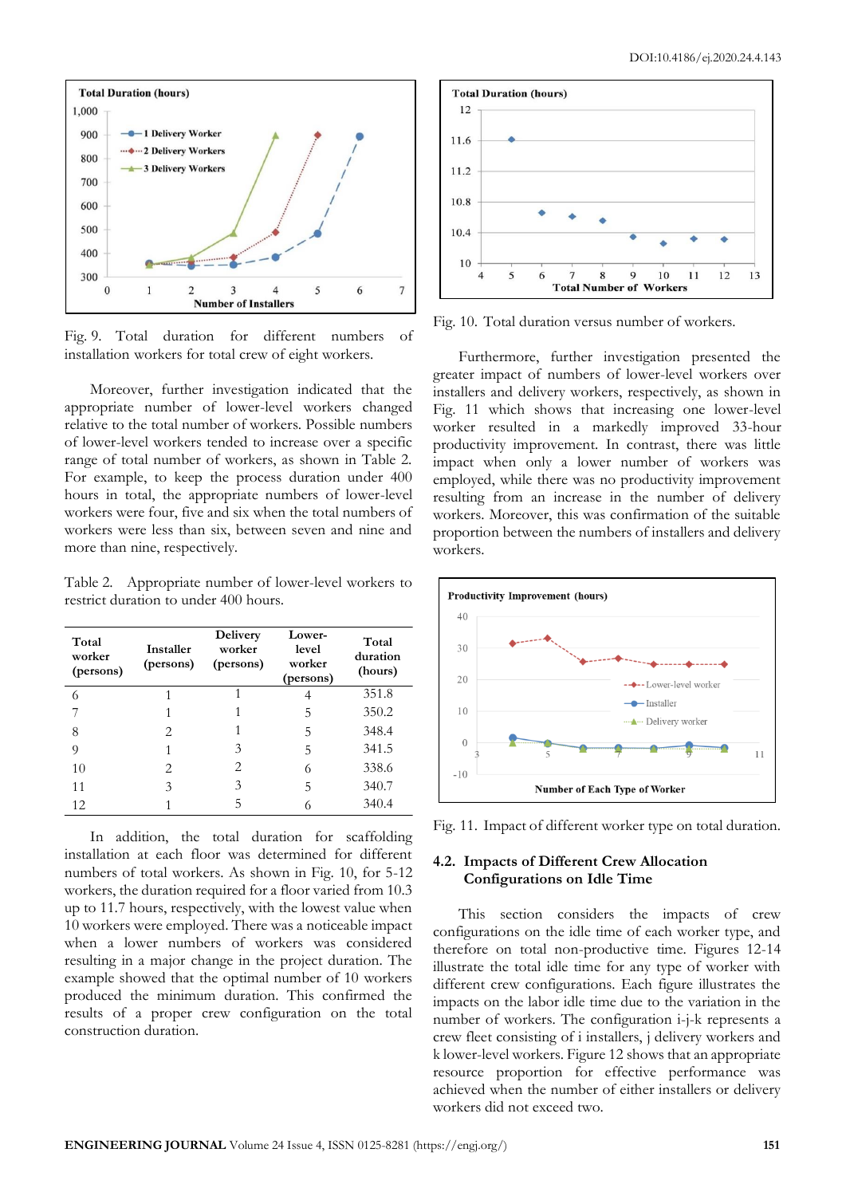Fig. 9. Total duration for different numbers of installation workers for total crew of eight workers.

Moreover, further investigation indicated that the appropriate number of lower-level workers changed relative to the total number of workers. Possible numbers of lower-level workers tended to increase over a specific range of total number of workers, as shown in Table 2. For example, to keep the process duration under 400 hours in total, the appropriate numbers of lower-level workers were four, five and six when the total numbers of workers were less than six, between seven and nine and more than nine, respectively.

Table 2. Appropriate number of lower-level workers to restrict duration to under 400 hours.

| Total worker (persons) | Installer (persons) | Delivery worker (persons) | Lower-level worker (persons) | Total duration (hours) |
|---|---|---|---|---|
| 6 | 1 | 1 | 4 | 351.8 |
| 7 | 1 | 1 | 5 | 350.2 |
| 8 | 2 | 1 | 5 | 348.4 |
| 9 | 1 | 3 | 5 | 341.5 |
| 10 | 2 | 2 | 6 | 338.6 |
| 11 | 3 | 3 | 5 | 340.7 |
| 12 | 1 | 5 | 6 | 340.4 |

In addition, the total duration for scaffolding installation at each floor was determined for different numbers of total workers. As shown in Fig. 10, for 5-12 workers, the duration required for a floor varied from 10.3 up to 11.7 hours, respectively, with the lowest value when 10 workers were employed. There was a noticeable impact when a lower numbers of workers was considered resulting in a major change in the project duration. The example showed that the optimal number of 10 workers produced the minimum duration. This confirmed the results of a proper crew configuration on the total construction duration.

Fig. 10. Total duration versus number of workers.

Furthermore, further investigation presented the greater impact of numbers of lower-level workers over installers and delivery workers, respectively, as shown in Fig. 11 which shows that increasing one lower-level worker resulted in a markedly improved 33-hour productivity improvement. In contrast, there was little impact when only a lower number of workers was employed, while there was no productivity improvement resulting from an increase in the number of delivery workers. Moreover, this was confirmation of the suitable proportion between the numbers of installers and delivery workers.

Fig. 11. Impact of different worker type on total duration.

### 4.2. Impacts of Different Crew Allocation Configurations on Idle Time

This section considers the impacts of crew configurations on the idle time of each worker type, and therefore on total non-productive time. Figures 12-14 illustrate the total idle time for any type of worker with different crew configurations. Each figure illustrates the impacts on the labor idle time due to the variation in the number of workers. The configuration i-j-k represents a crew fleet consisting of i installers, j delivery workers and k lower-level workers. Figure 12 shows that an appropriate resource proportion for effective performance was achieved when the number of either installers or delivery workers did not exceed two.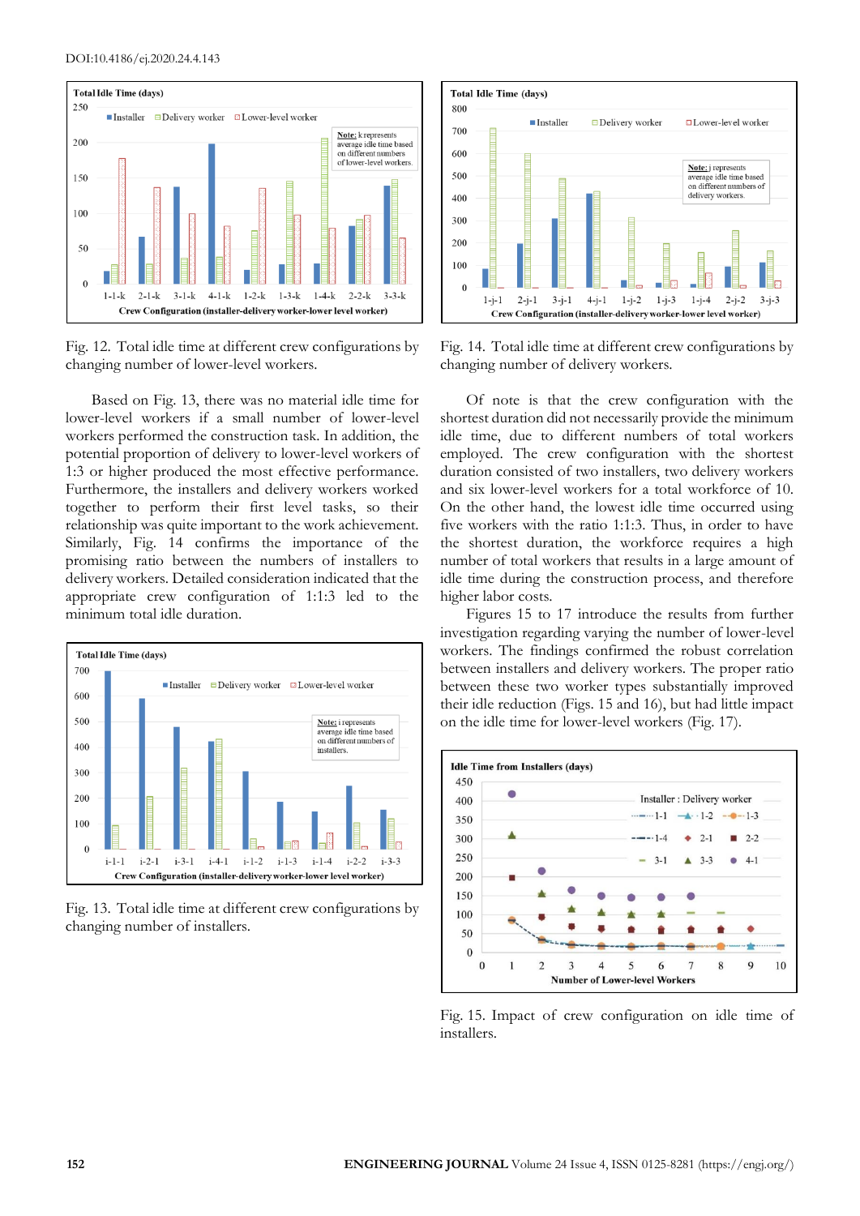Fig. 12. Total idle time at different crew configurations by changing number of lower-level workers.

Based on Fig. 13, there was no material idle time for lower-level workers if a small number of lower-level workers performed the construction task. In addition, the potential proportion of delivery to lower-level workers of 1:3 or higher produced the most effective performance. Furthermore, the installers and delivery workers worked together to perform their first level tasks, so their relationship was quite important to the work achievement. Similarly, Fig. 14 confirms the importance of the promising ratio between the numbers of installers to delivery workers. Detailed consideration indicated that the appropriate crew configuration of 1:1:3 led to the minimum total idle duration.

Fig. 13. Total idle time at different crew configurations by changing number of installers.

Fig. 14. Total idle time at different crew configurations by changing number of delivery workers.

Of note is that the crew configuration with the shortest duration did not necessarily provide the minimum idle time, due to different numbers of total workers employed. The crew configuration with the shortest duration consisted of two installers, two delivery workers and six lower-level workers for a total workforce of 10. On the other hand, the lowest idle time occurred using five workers with the ratio 1:1:3. Thus, in order to have the shortest duration, the workforce requires a high number of total workers that results in a large amount of idle time during the construction process, and therefore higher labor costs.

Figures 15 to 17 introduce the results from further investigation regarding varying the number of lower-level workers. The findings confirmed the robust correlation between installers and delivery workers. The proper ratio between these two worker types substantially improved their idle reduction (Figs. 15 and 16), but had little impact on the idle time for lower-level workers (Fig. 17).

Fig. 15. Impact of crew configuration on idle time of installers.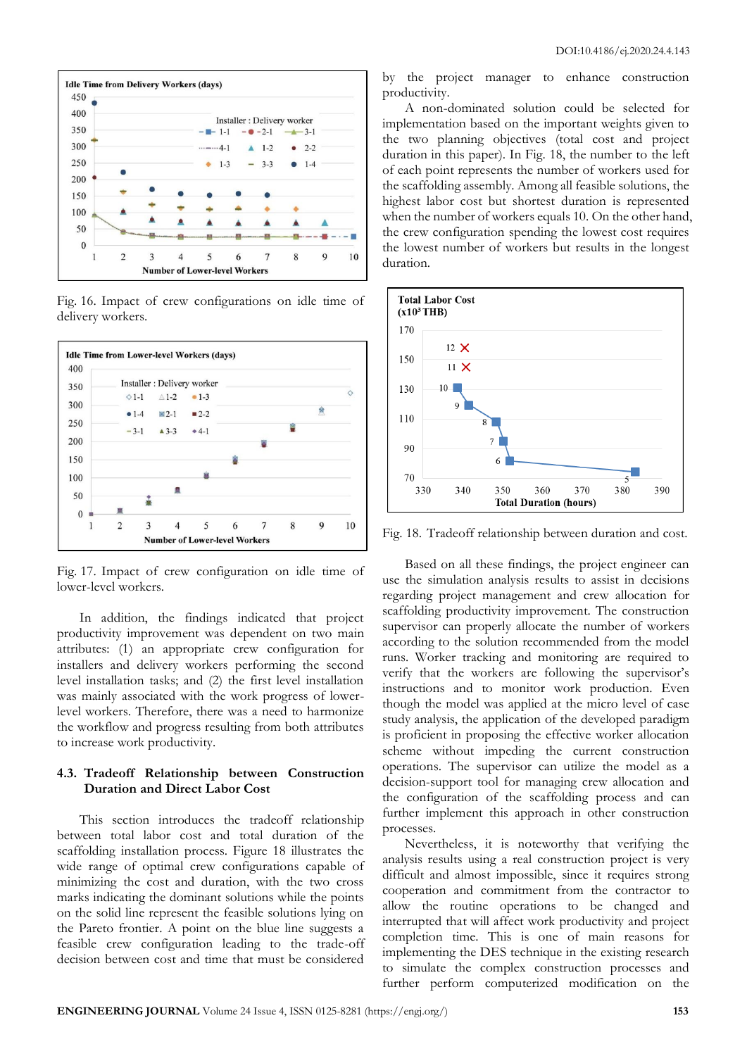Fig. 16. Impact of crew configurations on idle time of delivery workers.

Fig. 17. Impact of crew configuration on idle time of lower-level workers.

In addition, the findings indicated that project productivity improvement was dependent on two main attributes: (1) an appropriate crew configuration for installers and delivery workers performing the second level installation tasks; and (2) the first level installation was mainly associated with the work progress of lower-level workers. Therefore, there was a need to harmonize the workflow and progress resulting from both attributes to increase work productivity.

### 4.3. Tradeoff Relationship between Construction Duration and Direct Labor Cost

This section introduces the tradeoff relationship between total labor cost and total duration of the scaffolding installation process. Figure 18 illustrates the wide range of optimal crew configurations capable of minimizing the cost and duration, with the two cross marks indicating the dominant solutions while the points on the solid line represent the feasible solutions lying on the Pareto frontier. A point on the blue line suggests a feasible crew configuration leading to the trade-off decision between cost and time that must be considered by the project manager to enhance construction productivity.

A non-dominated solution could be selected for implementation based on the important weights given to the two planning objectives (total cost and project duration in this paper). In Fig. 18, the number to the left of each point represents the number of workers used for the scaffolding assembly. Among all feasible solutions, the highest labor cost but shortest duration is represented when the number of workers equals 10. On the other hand, the crew configuration spending the lowest cost requires the lowest number of workers but results in the longest duration.

Fig. 18. Tradeoff relationship between duration and cost.

Based on all these findings, the project engineer can use the simulation analysis results to assist in decisions regarding project management and crew allocation for scaffolding productivity improvement. The construction supervisor can properly allocate the number of workers according to the solution recommended from the model runs. Worker tracking and monitoring are required to verify that the workers are following the supervisor's instructions and to monitor work production. Even though the model was applied at the micro level of case study analysis, the application of the developed paradigm is proficient in proposing the effective worker allocation scheme without impeding the current construction operations. The supervisor can utilize the model as a decision-support tool for managing crew allocation and the configuration of the scaffolding process and can further implement this approach in other construction processes.

Nevertheless, it is noteworthy that verifying the analysis results using a real construction project is very difficult and almost impossible, since it requires strong cooperation and commitment from the contractor to allow the routine operations to be changed and interrupted that will affect work productivity and project completion time. This is one of main reasons for implementing the DES technique in the existing research to simulate the complex construction processes and further perform computerized modification on the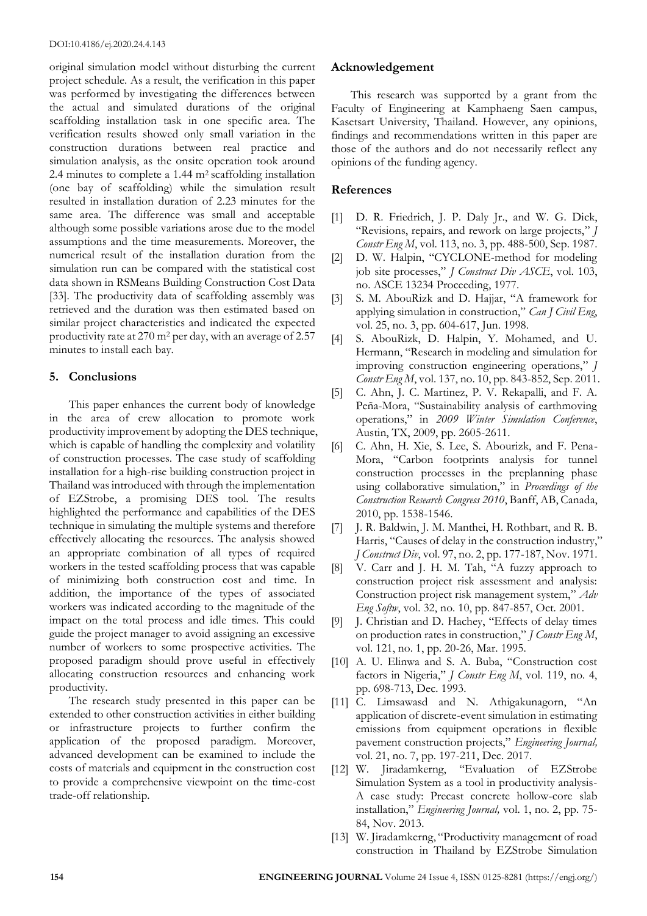original simulation model without disturbing the current project schedule. As a result, the verification in this paper was performed by investigating the differences between the actual and simulated durations of the original scaffolding installation task in one specific area. The verification results showed only small variation in the construction durations between real practice and simulation analysis, as the onsite operation took around 2.4 minutes to complete a 1.44 $m^2$ scaffolding installation (one bay of scaffolding) while the simulation result resulted in installation duration of 2.23 minutes for the same area. The difference was small and acceptable although some possible variations arose due to the model assumptions and the time measurements. Moreover, the numerical result of the installation duration from the simulation run can be compared with the statistical cost data shown in RSMeans Building Construction Cost Data [33]. The productivity data of scaffolding assembly was retrieved and the duration was then estimated based on similar project characteristics and indicated the expected productivity rate at 270 $m^2$ per day, with an average of 2.57 minutes to install each bay.

## 5. Conclusions

This paper enhances the current body of knowledge in the area of crew allocation to promote work productivity improvement by adopting the DES technique, which is capable of handling the complexity and volatility of construction processes. The case study of scaffolding installation for a high-rise building construction project in Thailand was introduced with through the implementation of EZStrobe, a promising DES tool. The results highlighted the performance and capabilities of the DES technique in simulating the multiple systems and therefore effectively allocating the resources. The analysis showed an appropriate combination of all types of required workers in the tested scaffolding process that was capable of minimizing both construction cost and time. In addition, the importance of the types of associated workers was indicated according to the magnitude of the impact on the total process and idle times. This could guide the project manager to avoid assigning an excessive number of workers to some prospective activities. The proposed paradigm should prove useful in effectively allocating construction resources and enhancing work productivity.

The research study presented in this paper can be extended to other construction activities in either building or infrastructure projects to further confirm the application of the proposed paradigm. Moreover, advanced development can be examined to include the costs of materials and equipment in the construction cost to provide a comprehensive viewpoint on the time-cost trade-off relationship.

## Acknowledgement

This research was supported by a grant from the Faculty of Engineering at Kamphaeng Saen campus, Kasetsart University, Thailand. However, any opinions, findings and recommendations written in this paper are those of the authors and do not necessarily reflect any opinions of the funding agency.

## References

[1] D. R. Friedrich, J. P. Daly Jr., and W. G. Dick, "Revisions, repairs, and rework on large projects," *J Constr Eng M*, vol. 113, no. 3, pp. 488-500, Sep. 1987.

[2] D. W. Halpin, "CYCLONE-method for modeling job site processes," *J Construct Div ASCE*, vol. 103, no. ASCE 13234 Proceeding, 1977.

[3] S. M. AbouRizk and D. Hajjar, "A framework for applying simulation in construction," *Can J Civil Eng*, vol. 25, no. 3, pp. 604-617, Jun. 1998.

[4] S. AbouRizk, D. Halpin, Y. Mohamed, and U. Hermann, "Research in modeling and simulation for improving construction engineering operations," *J Constr Eng M*, vol. 137, no. 10, pp. 843-852, Sep. 2011.

[5] C. Ahn, J. C. Martinez, P. V. Rekapalli, and F. A. Peña-Mora, "Sustainability analysis of earthmoving operations," in *2009 Winter Simulation Conference*, Austin, TX, 2009, pp. 2605-2611.

[6] C. Ahn, H. Xie, S. Lee, S. Abourizk, and F. Pena-Mora, "Carbon footprints analysis for tunnel construction processes in the preplanning phase using collaborative simulation," in *Proceedings of the Construction Research Congress 2010*, Banff, AB, Canada, 2010, pp. 1538-1546.

[7] J. R. Baldwin, J. M. Manthei, H. Rothbart, and R. B. Harris, "Causes of delay in the construction industry," *J Construct Div*, vol. 97, no. 2, pp. 177-187, Nov. 1971.

[8] V. Carr and J. H. M. Tah, "A fuzzy approach to construction project risk assessment and analysis: Construction project risk management system," *Adv Eng Softw*, vol. 32, no. 10, pp. 847-857, Oct. 2001.

[9] J. Christian and D. Hachey, "Effects of delay times on production rates in construction," *J Constr Eng M*, vol. 121, no. 1, pp. 20-26, Mar. 1995.

[10] A. U. Elinwa and S. A. Buba, "Construction cost factors in Nigeria," *J Constr Eng M*, vol. 119, no. 4, pp. 698-713, Dec. 1993.

[11] C. Limsawasd and N. Athigakunagorn, "An application of discrete-event simulation in estimating emissions from equipment operations in flexible pavement construction projects," *Engineering Journal,* vol. 21, no. 7, pp. 197-211, Dec. 2017.

[12] W. Jiradamkerng, "Evaluation of EZStrobe Simulation System as a tool in productivity analysis-A case study: Precast concrete hollow-core slab installation," *Engineering Journal,* vol. 1, no. 2, pp. 75-84, Nov. 2013.

[13] W. Jiradamkerng, "Productivity management of road construction in Thailand by EZStrobe Simulation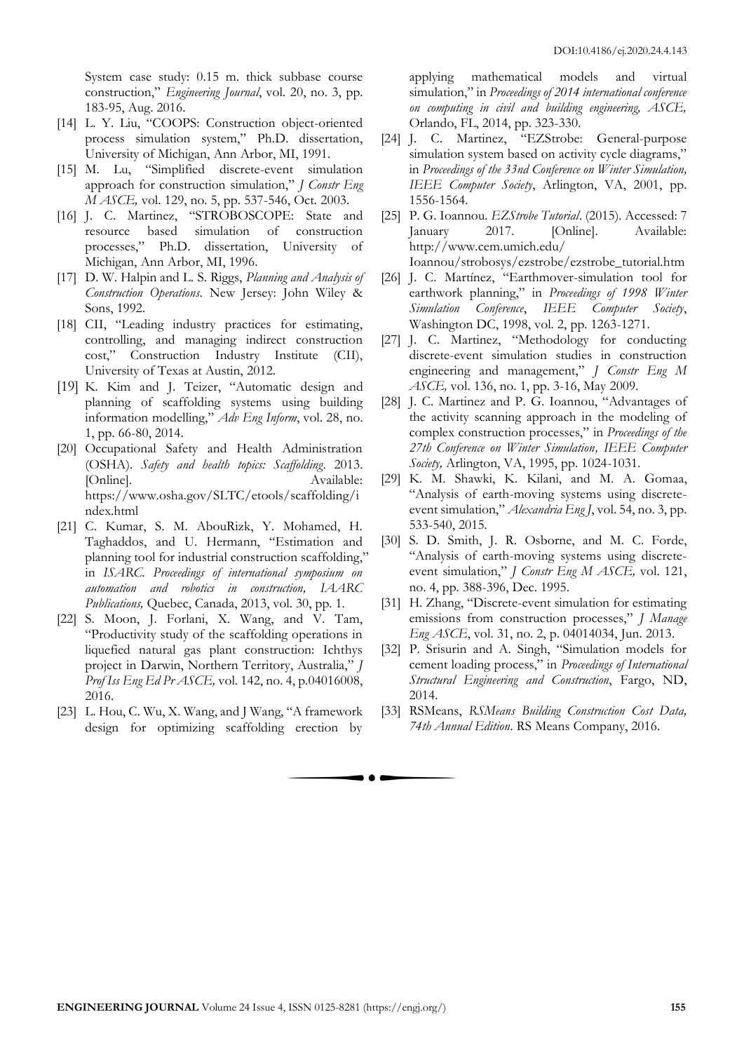System case study: 0.15 m. thick subbase course construction," *Engineering Journal*, vol. 20, no. 3, pp. 183-95, Aug. 2016.

[14] L. Y. Liu, "COOPS: Construction object-oriented process simulation system," Ph.D. dissertation, University of Michigan, Ann Arbor, MI, 1991.

[15] M. Lu, "Simplified discrete-event simulation approach for construction simulation," *J Constr Eng M ASCE,* vol. 129, no. 5, pp. 537-546, Oct. 2003.

[16] J. C. Martinez, "STROBOSCOPE: State and resource based simulation of construction processes," Ph.D. dissertation, University of Michigan, Ann Arbor, MI, 1996.

[17] D. W. Halpin and L. S. Riggs, *Planning and Analysis of Construction Operations*. New Jersey: John Wiley & Sons, 1992.

[18] CII, "Leading industry practices for estimating, controlling, and managing indirect construction cost," Construction Industry Institute (CII), University of Texas at Austin, 2012.

[19] K. Kim and J. Teizer, "Automatic design and planning of scaffolding systems using building information modelling," *Adv Eng Inform*, vol. 28, no. 1, pp. 66-80, 2014.

[20] Occupational Safety and Health Administration (OSHA). *Safety and health topics: Scaffolding*. 2013. [Online]. Available: https://www.osha.gov/SLTC/etools/scaffolding/index.html

[21] C. Kumar, S. M. AbouRizk, Y. Mohamed, H. Taghaddos, and U. Hermann, "Estimation and planning tool for industrial construction scaffolding," in *ISARC. Proceedings of international symposium on automation and robotics in construction, IAARC Publications,* Quebec, Canada, 2013, vol. 30, pp. 1.

[22] S. Moon, J. Forlani, X. Wang, and V. Tam, "Productivity study of the scaffolding operations in liquefied natural gas plant construction: Ichthys project in Darwin, Northern Territory, Australia," *J Prof Iss Eng Ed Pr ASCE,* vol. 142, no. 4, p.04016008, 2016.

[23] L. Hou, C. Wu, X. Wang, and J Wang, "A framework design for optimizing scaffolding erection by applying mathematical models and virtual simulation," in *Proceedings of 2014 international conference on computing in civil and building engineering, ASCE,* Orlando, FL, 2014, pp. 323-330.

[24] J. C. Martinez, "EZStrobe: General-purpose simulation system based on activity cycle diagrams," in *Proceedings of the 33nd Conference on Winter Simulation, IEEE Computer Society*, Arlington, VA, 2001, pp. 1556-1564.

[25] P. G. Ioannou. *EZStrobe Tutorial*. (2015). Accessed: 7 January 2017. [Online]. Available: http://www.cem.umich.edu/Ioannou/strobosys/ezstrobe/ezstrobe_tutorial.htm

[26] J. C. Martínez, "Earthmover-simulation tool for earthwork planning," in *Proceedings of 1998 Winter Simulation Conference*, *IEEE Computer Society*, Washington DC, 1998, vol. 2, pp. 1263-1271.

[27] J. C. Martinez, "Methodology for conducting discrete-event simulation studies in construction engineering and management," *J Constr Eng M ASCE,* vol. 136, no. 1, pp. 3-16, May 2009.

[28] J. C. Martinez and P. G. Ioannou, "Advantages of the activity scanning approach in the modeling of complex construction processes," in *Proceedings of the 27th Conference on Winter Simulation, IEEE Computer Society,* Arlington, VA, 1995, pp. 1024-1031.

[29] K. M. Shawki, K. Kilani, and M. A. Gomaa, "Analysis of earth-moving systems using discrete-event simulation," *Alexandria Eng J*, vol. 54, no. 3, pp. 533-540, 2015.

[30] S. D. Smith, J. R. Osborne, and M. C. Forde, "Analysis of earth-moving systems using discrete-event simulation," *J Constr Eng M ASCE,* vol. 121, no. 4, pp. 388-396, Dec. 1995.

[31] H. Zhang, "Discrete-event simulation for estimating emissions from construction processes," *J Manage Eng ASCE*, vol. 31, no. 2, p. 04014034, Jun. 2013.

[32] P. Srisurin and A. Singh, "Simulation models for cement loading process," in *Proceedings of International Structural Engineering and Construction*, Fargo, ND, 2014.

[33] RSMeans, *RSMeans Building Construction Cost Data, 74th Annual Edition*. RS Means Company, 2016.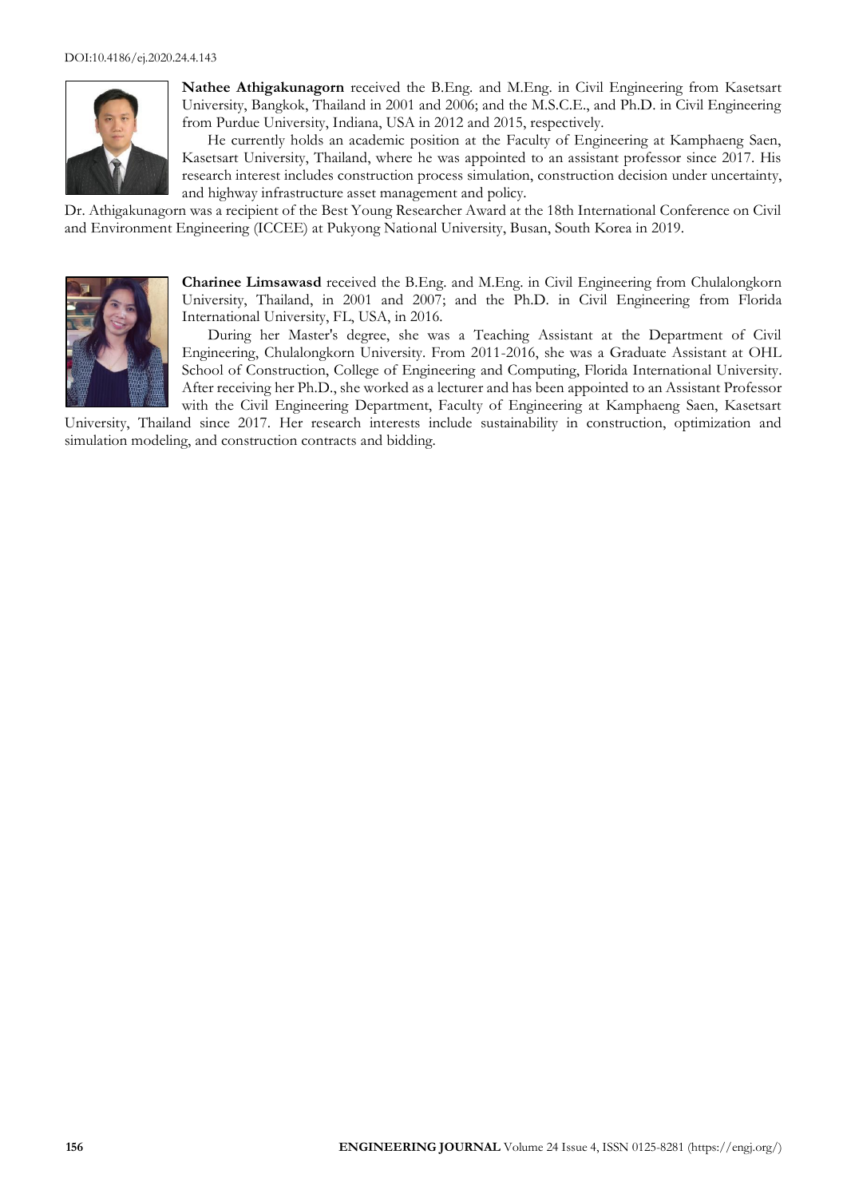**Nathee Athigakunagorn** received the B.Eng. and M.Eng. in Civil Engineering from Kasetsart University, Bangkok, Thailand in 2001 and 2006; and the M.S.C.E., and Ph.D. in Civil Engineering from Purdue University, Indiana, USA in 2012 and 2015, respectively.

He currently holds an academic position at the Faculty of Engineering at Kamphaeng Saen, Kasetsart University, Thailand, where he was appointed to an assistant professor since 2017. His research interest includes construction process simulation, construction decision under uncertainty, and highway infrastructure asset management and policy.

Dr. Athigakunagorn was a recipient of the Best Young Researcher Award at the 18th International Conference on Civil and Environment Engineering (ICCEE) at Pukyong National University, Busan, South Korea in 2019.

**Charinee Limsawasd** received the B.Eng. and M.Eng. in Civil Engineering from Chulalongkorn University, Thailand, in 2001 and 2007; and the Ph.D. in Civil Engineering from Florida International University, FL, USA, in 2016.

During her Master's degree, she was a Teaching Assistant at the Department of Civil Engineering, Chulalongkorn University. From 2011-2016, she was a Graduate Assistant at OHL School of Construction, College of Engineering and Computing, Florida International University. After receiving her Ph.D., she worked as a lecturer and has been appointed to an Assistant Professor with the Civil Engineering Department, Faculty of Engineering at Kamphaeng Saen, Kasetsart University, Thailand since 2017. Her research interests include sustainability in construction, optimization and simulation modeling, and construction contracts and bidding.